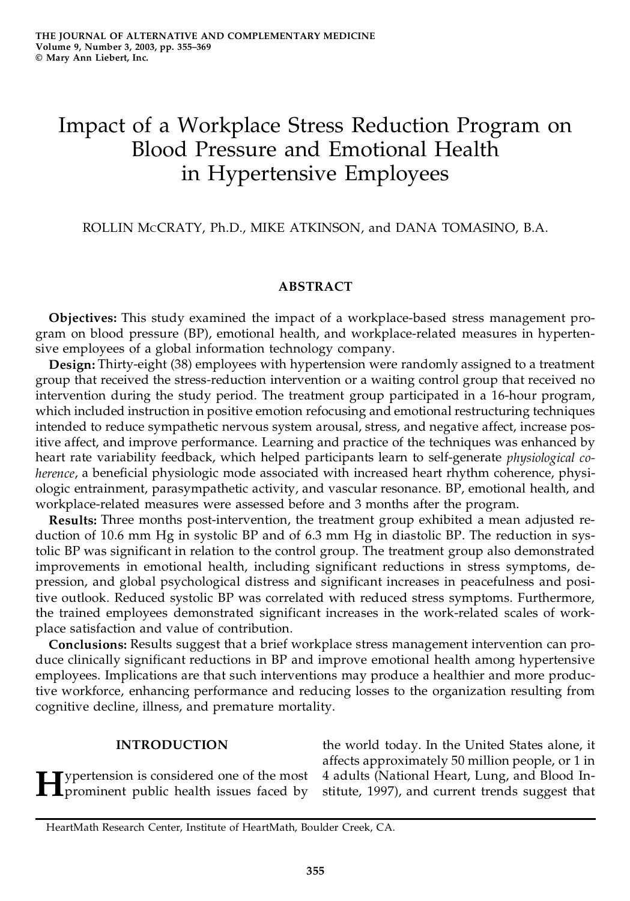# Impact of a Workplace Stress Reduction Program on Blood Pressure and Emotional Health in Hypertensive Employees

ROLLIN McCRATY, Ph.D., MIKE ATKINSON, and DANA TOMASINO, B.A.

## ABSTRACT

**Objectives:** This study examined the impact of a workplace-based stress management program on blood pressure (BP), emotional health, and workplace-related measures in hypertensive employees of a global information technology company.

**Design:** Thirty-eight (38) employees with hypertension were randomly assigned to a treatment group that received the stress-reduction intervention or a waiting control group that received no intervention during the study period. The treatment group participated in a 16-hour program, which included instruction in positive emotion refocusing and emotional restructuring techniques intended to reduce sympathetic nervous system arousal, stress, and negative affect, increase positive affect, and improve performance. Learning and practice of the techniques was enhanced by heart rate variability feedback, which helped participants learn to self-generate *physiological coherence*, a beneficial physiologic mode associated with increased heart rhythm coherence, physiologic entrainment, parasympathetic activity, and vascular resonance. BP, emotional health, and workplace-related measures were assessed before and 3 months after the program.

**Results:** Three months post-intervention, the treatment group exhibited a mean adjusted reduction of 10.6 mm Hg in systolic BP and of 6.3 mm Hg in diastolic BP. The reduction in systolic BP was significant in relation to the control group. The treatment group also demonstrated improvements in emotional health, including significant reductions in stress symptoms, depression, and global psychological distress and significant increases in peacefulness and positive outlook. Reduced systolic BP was correlated with reduced stress symptoms. Furthermore, the trained employees demonstrated significant increases in the work-related scales of workplace satisfaction and value of contribution.

**Conclusions:** Results suggest that a brief workplace stress management intervention can produce clinically significant reductions in BP and improve emotional health among hypertensive employees. Implications are that such interventions may produce a healthier and more productive workforce, enhancing performance and reducing losses to the organization resulting from cognitive decline, illness, and premature mortality.

## INTRODUCTION

Hypertension is considered one of the most prominent public health issues faced by the world today. In the United States alone, it affects approximately 50 million people, or 1 in 4 adults (National Heart, Lung, and Blood Institute, 1997), and current trends suggest that

HeartMath Research Center, Institute of HeartMath, Boulder Creek, CA.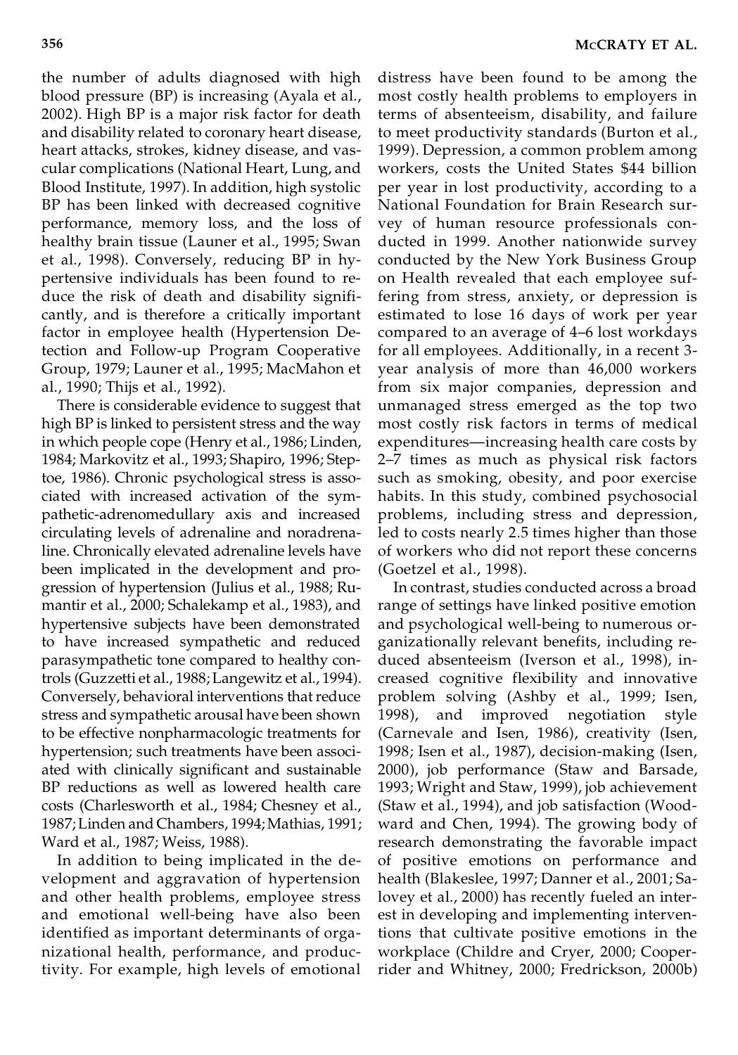the number of adults diagnosed with high blood pressure (BP) is increasing (Ayala et al., 2002). High BP is a major risk factor for death and disability related to coronary heart disease, heart attacks, strokes, kidney disease, and vascular complications (National Heart, Lung, and Blood Institute, 1997). In addition, high systolic BP has been linked with decreased cognitive performance, memory loss, and the loss of healthy brain tissue (Launer et al., 1995; Swan et al., 1998). Conversely, reducing BP in hypertensive individuals has been found to reduce the risk of death and disability significantly, and is therefore a critically important factor in employee health (Hypertension Detection and Follow-up Program Cooperative Group, 1979; Launer et al., 1995; MacMahon et al., 1990; Thijs et al., 1992).

There is considerable evidence to suggest that high BP is linked to persistent stress and the way in which people cope (Henry et al., 1986; Linden, 1984; Markovitz et al., 1993; Shapiro, 1996; Steptoe, 1986). Chronic psychological stress is associated with increased activation of the sympathetic-adrenomedullary axis and increased circulating levels of adrenaline and noradrenaline. Chronically elevated adrenaline levels have been implicated in the development and progression of hypertension (Julius et al., 1988; Rumantir et al., 2000; Schalekamp et al., 1983), and hypertensive subjects have been demonstrated to have increased sympathetic and reduced parasympathetic tone compared to healthy controls (Guzzetti et al., 1988; Langewitz et al., 1994). Conversely, behavioral interventions that reduce stress and sympathetic arousal have been shown to be effective nonpharmacologic treatments for hypertension; such treatments have been associated with clinically significant and sustainable BP reductions as well as lowered health care costs (Charlesworth et al., 1984; Chesney et al., 1987; Linden and Chambers, 1994; Mathias, 1991; Ward et al., 1987; Weiss, 1988).

In addition to being implicated in the development and aggravation of hypertension and other health problems, employee stress and emotional well-being have also been identified as important determinants of organizational health, performance, and productivity. For example, high levels of emotional distress have been found to be among the most costly health problems to employers in terms of absenteeism, disability, and failure to meet productivity standards (Burton et al., 1999). Depression, a common problem among workers, costs the United States $44 billion per year in lost productivity, according to a National Foundation for Brain Research survey of human resource professionals conducted in 1999. Another nationwide survey conducted by the New York Business Group on Health revealed that each employee suffering from stress, anxiety, or depression is estimated to lose 16 days of work per year compared to an average of 4–6 lost workdays for all employees. Additionally, in a recent 3-year analysis of more than 46,000 workers from six major companies, depression and unmanaged stress emerged as the top two most costly risk factors in terms of medical expenditures—increasing health care costs by 2–7 times as much as physical risk factors such as smoking, obesity, and poor exercise habits. In this study, combined psychosocial problems, including stress and depression, led to costs nearly 2.5 times higher than those of workers who did not report these concerns (Goetzel et al., 1998).

In contrast, studies conducted across a broad range of settings have linked positive emotion and psychological well-being to numerous organizationally relevant benefits, including reduced absenteeism (Iverson et al., 1998), increased cognitive flexibility and innovative problem solving (Ashby et al., 1999; Isen, 1998), and improved negotiation style (Carnevale and Isen, 1986), creativity (Isen, 1998; Isen et al., 1987), decision-making (Isen, 2000), job performance (Staw and Barsade, 1993; Wright and Staw, 1999), job achievement (Staw et al., 1994), and job satisfaction (Woodward and Chen, 1994). The growing body of research demonstrating the favorable impact of positive emotions on performance and health (Blakeslee, 1997; Danner et al., 2001; Salovey et al., 2000) has recently fueled an interest in developing and implementing interventions that cultivate positive emotions in the workplace (Childre and Cryer, 2000; Cooperrider and Whitney, 2000; Fredrickson, 2000b)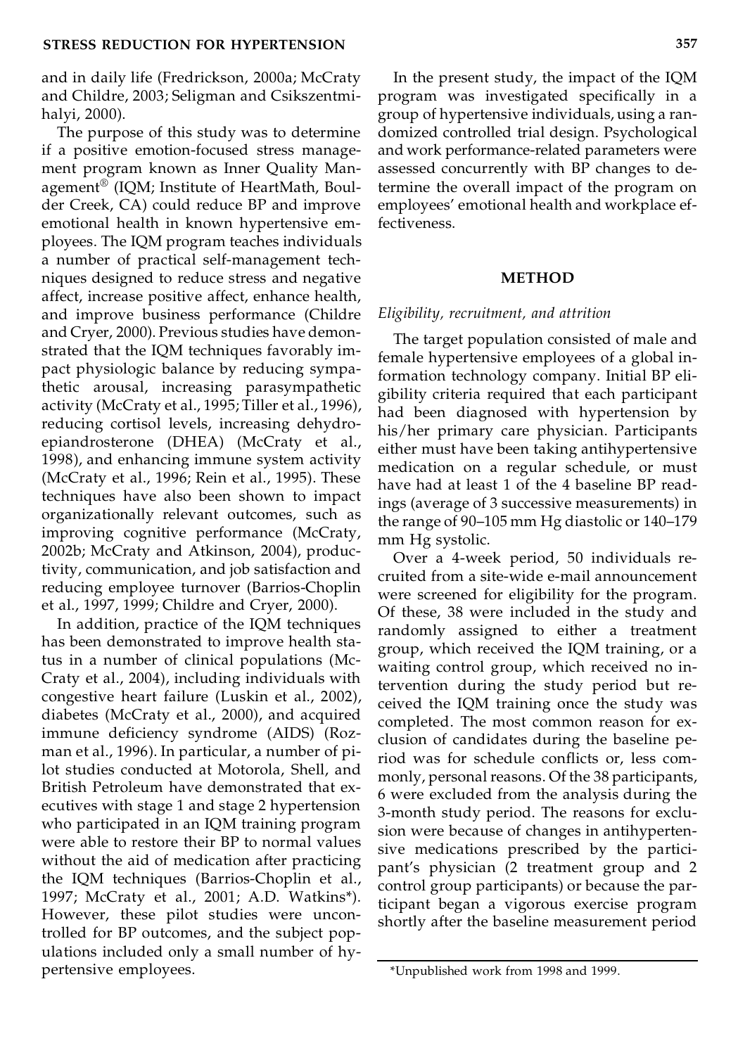and in daily life (Fredrickson, 2000a; McCraty and Childre, 2003; Seligman and Csikszentmihalyi, 2000).

The purpose of this study was to determine if a positive emotion-focused stress management program known as Inner Quality Management® (IQM; Institute of HeartMath, Boulder Creek, CA) could reduce BP and improve emotional health in known hypertensive employees. The IQM program teaches individuals a number of practical self-management techniques designed to reduce stress and negative affect, increase positive affect, enhance health, and improve business performance (Childre and Cryer, 2000). Previous studies have demonstrated that the IQM techniques favorably impact physiologic balance by reducing sympathetic arousal, increasing parasympathetic activity (McCraty et al., 1995; Tiller et al., 1996), reducing cortisol levels, increasing dehydroepiandrosterone (DHEA) (McCraty et al., 1998), and enhancing immune system activity (McCraty et al., 1996; Rein et al., 1995). These techniques have also been shown to impact organizationally relevant outcomes, such as improving cognitive performance (McCraty, 2002b; McCraty and Atkinson, 2004), productivity, communication, and job satisfaction and reducing employee turnover (Barrios-Choplin et al., 1997, 1999; Childre and Cryer, 2000).

In addition, practice of the IQM techniques has been demonstrated to improve health status in a number of clinical populations (McCraty et al., 2004), including individuals with congestive heart failure (Luskin et al., 2002), diabetes (McCraty et al., 2000), and acquired immune deficiency syndrome (AIDS) (Rozman et al., 1996). In particular, a number of pilot studies conducted at Motorola, Shell, and British Petroleum have demonstrated that executives with stage 1 and stage 2 hypertension who participated in an IQM training program were able to restore their BP to normal values without the aid of medication after practicing the IQM techniques (Barrios-Choplin et al., 1997; McCraty et al., 2001; A.D. Watkins*). However, these pilot studies were uncontrolled for BP outcomes, and the subject populations included only a small number of hypertensive employees.

In the present study, the impact of the IQM program was investigated specifically in a group of hypertensive individuals, using a randomized controlled trial design. Psychological and work performance-related parameters were assessed concurrently with BP changes to determine the overall impact of the program on employees' emotional health and workplace effectiveness.

## METHOD

### *Eligibility, recruitment, and attrition*

The target population consisted of male and female hypertensive employees of a global information technology company. Initial BP eligibility criteria required that each participant had been diagnosed with hypertension by his/her primary care physician. Participants either must have been taking antihypertensive medication on a regular schedule, or must have had at least 1 of the 4 baseline BP readings (average of 3 successive measurements) in the range of 90–105 mm Hg diastolic or 140–179 mm Hg systolic.

Over a 4-week period, 50 individuals recruited from a site-wide e-mail announcement were screened for eligibility for the program. Of these, 38 were included in the study and randomly assigned to either a treatment group, which received the IQM training, or a waiting control group, which received no intervention during the study period but received the IQM training once the study was completed. The most common reason for exclusion of candidates during the baseline period was for schedule conflicts or, less commonly, personal reasons. Of the 38 participants, 6 were excluded from the analysis during the 3-month study period. The reasons for exclusion were because of changes in antihypertensive medications prescribed by the participant's physician (2 treatment group and 2 control group participants) or because the participant began a vigorous exercise program shortly after the baseline measurement period

*Unpublished work from 1998 and 1999.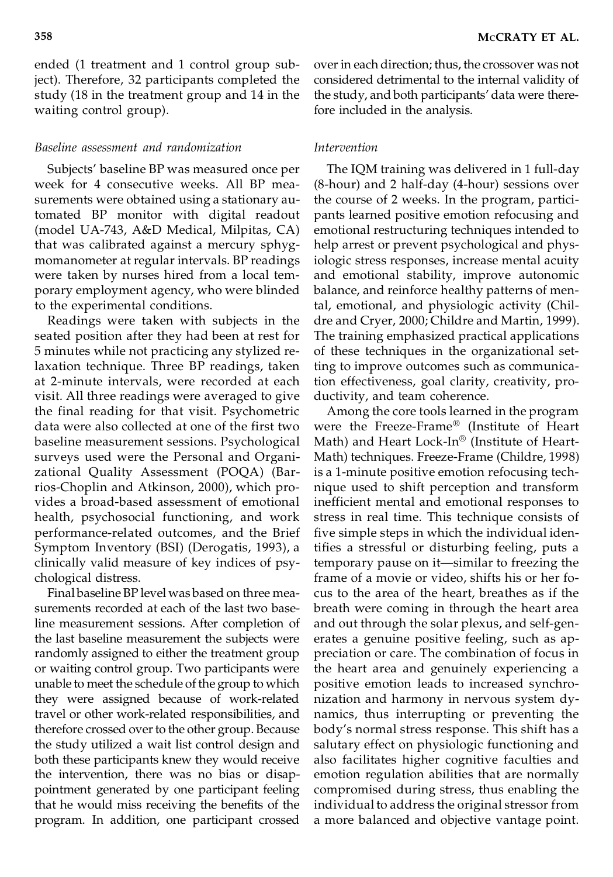ended (1 treatment and 1 control group subject). Therefore, 32 participants completed the study (18 in the treatment group and 14 in the waiting control group).

### *Baseline assessment and randomization*

Subjects' baseline BP was measured once per week for 4 consecutive weeks. All BP measurements were obtained using a stationary automated BP monitor with digital readout (model UA-743, A&D Medical, Milpitas, CA) that was calibrated against a mercury sphygmomanometer at regular intervals. BP readings were taken by nurses hired from a local temporary employment agency, who were blinded to the experimental conditions.

Readings were taken with subjects in the seated position after they had been at rest for 5 minutes while not practicing any stylized relaxation technique. Three BP readings, taken at 2-minute intervals, were recorded at each visit. All three readings were averaged to give the final reading for that visit. Psychometric data were also collected at one of the first two baseline measurement sessions. Psychological surveys used were the Personal and Organizational Quality Assessment (POQA) (Barrios-Choplin and Atkinson, 2000), which provides a broad-based assessment of emotional health, psychosocial functioning, and work performance-related outcomes, and the Brief Symptom Inventory (BSI) (Derogatis, 1993), a clinically valid measure of key indices of psychological distress.

Final baseline BP level was based on three measurements recorded at each of the last two baseline measurement sessions. After completion of the last baseline measurement the subjects were randomly assigned to either the treatment group or waiting control group. Two participants were unable to meet the schedule of the group to which they were assigned because of work-related travel or other work-related responsibilities, and therefore crossed over to the other group. Because the study utilized a wait list control design and both these participants knew they would receive the intervention, there was no bias or disappointment generated by one participant feeling that he would miss receiving the benefits of the program. In addition, one participant crossed over in each direction; thus, the crossover was not considered detrimental to the internal validity of the study, and both participants' data were therefore included in the analysis.

### *Intervention*

The IQM training was delivered in 1 full-day (8-hour) and 2 half-day (4-hour) sessions over the course of 2 weeks. In the program, participants learned positive emotion refocusing and emotional restructuring techniques intended to help arrest or prevent psychological and physiologic stress responses, increase mental acuity and emotional stability, improve autonomic balance, and reinforce healthy patterns of mental, emotional, and physiologic activity (Childre and Cryer, 2000; Childre and Martin, 1999). The training emphasized practical applications of these techniques in the organizational setting to improve outcomes such as communication effectiveness, goal clarity, creativity, productivity, and team coherence.

Among the core tools learned in the program were the Freeze-Frame® (Institute of Heart Math) and Heart Lock-In® (Institute of HeartMath) techniques. Freeze-Frame (Childre, 1998) is a 1-minute positive emotion refocusing technique used to shift perception and transform inefficient mental and emotional responses to stress in real time. This technique consists of five simple steps in which the individual identifies a stressful or disturbing feeling, puts a temporary pause on it—similar to freezing the frame of a movie or video, shifts his or her focus to the area of the heart, breathes as if the breath were coming in through the heart area and out through the solar plexus, and self-generates a genuine positive feeling, such as appreciation or care. The combination of focus in the heart area and genuinely experiencing a positive emotion leads to increased synchronization and harmony in nervous system dynamics, thus interrupting or preventing the body's normal stress response. This shift has a salutary effect on physiologic functioning and also facilitates higher cognitive faculties and emotion regulation abilities that are normally compromised during stress, thus enabling the individual to address the original stressor from a more balanced and objective vantage point.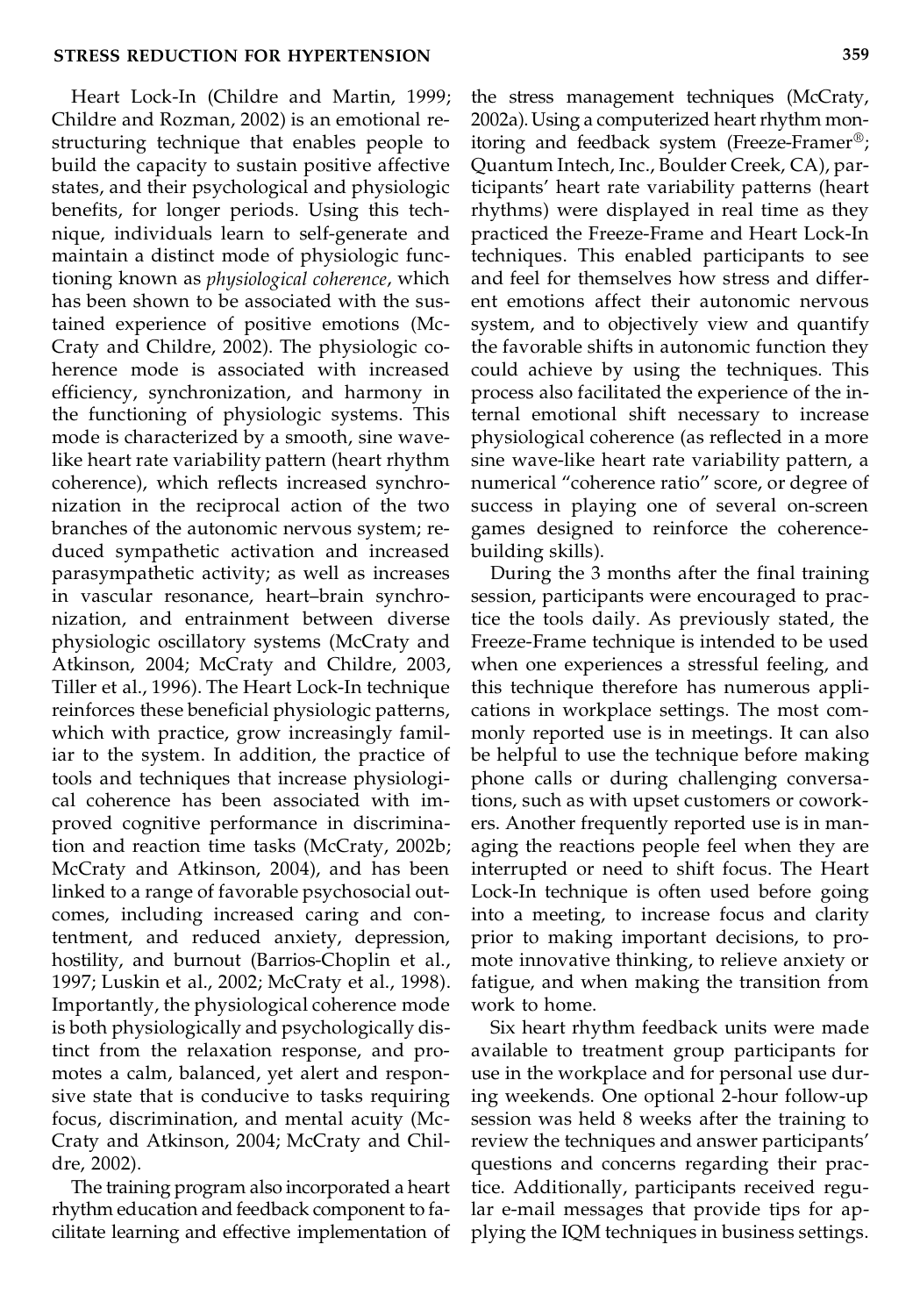Heart Lock-In (Childre and Martin, 1999; Childre and Rozman, 2002) is an emotional restructuring technique that enables people to build the capacity to sustain positive affective states, and their psychological and physiologic benefits, for longer periods. Using this technique, individuals learn to self-generate and maintain a distinct mode of physiologic functioning known as *physiological coherence*, which has been shown to be associated with the sustained experience of positive emotions (McCraty and Childre, 2002). The physiologic coherence mode is associated with increased efficiency, synchronization, and harmony in the functioning of physiologic systems. This mode is characterized by a smooth, sine wave-like heart rate variability pattern (heart rhythm coherence), which reflects increased synchronization in the reciprocal action of the two branches of the autonomic nervous system; reduced sympathetic activation and increased parasympathetic activity; as well as increases in vascular resonance, heart–brain synchronization, and entrainment between diverse physiologic oscillatory systems (McCraty and Atkinson, 2004; McCraty and Childre, 2003, Tiller et al., 1996). The Heart Lock-In technique reinforces these beneficial physiologic patterns, which with practice, grow increasingly familiar to the system. In addition, the practice of tools and techniques that increase physiological coherence has been associated with improved cognitive performance in discrimination and reaction time tasks (McCraty, 2002b; McCraty and Atkinson, 2004), and has been linked to a range of favorable psychosocial outcomes, including increased caring and contentment, and reduced anxiety, depression, hostility, and burnout (Barrios-Choplin et al., 1997; Luskin et al., 2002; McCraty et al., 1998). Importantly, the physiological coherence mode is both physiologically and psychologically distinct from the relaxation response, and promotes a calm, balanced, yet alert and responsive state that is conducive to tasks requiring focus, discrimination, and mental acuity (McCraty and Atkinson, 2004; McCraty and Childre, 2002).

The training program also incorporated a heart rhythm education and feedback component to facilitate learning and effective implementation of the stress management techniques (McCraty, 2002a). Using a computerized heart rhythm monitoring and feedback system (Freeze-Framer®; Quantum Intech, Inc., Boulder Creek, CA), participants' heart rate variability patterns (heart rhythms) were displayed in real time as they practiced the Freeze-Frame and Heart Lock-In techniques. This enabled participants to see and feel for themselves how stress and different emotions affect their autonomic nervous system, and to objectively view and quantify the favorable shifts in autonomic function they could achieve by using the techniques. This process also facilitated the experience of the internal emotional shift necessary to increase physiological coherence (as reflected in a more sine wave-like heart rate variability pattern, a numerical "coherence ratio" score, or degree of success in playing one of several on-screen games designed to reinforce the coherence-building skills).

During the 3 months after the final training session, participants were encouraged to practice the tools daily. As previously stated, the Freeze-Frame technique is intended to be used when one experiences a stressful feeling, and this technique therefore has numerous applications in workplace settings. The most commonly reported use is in meetings. It can also be helpful to use the technique before making phone calls or during challenging conversations, such as with upset customers or coworkers. Another frequently reported use is in managing the reactions people feel when they are interrupted or need to shift focus. The Heart Lock-In technique is often used before going into a meeting, to increase focus and clarity prior to making important decisions, to promote innovative thinking, to relieve anxiety or fatigue, and when making the transition from work to home.

Six heart rhythm feedback units were made available to treatment group participants for use in the workplace and for personal use during weekends. One optional 2-hour follow-up session was held 8 weeks after the training to review the techniques and answer participants' questions and concerns regarding their practice. Additionally, participants received regular e-mail messages that provide tips for applying the IQM techniques in business settings.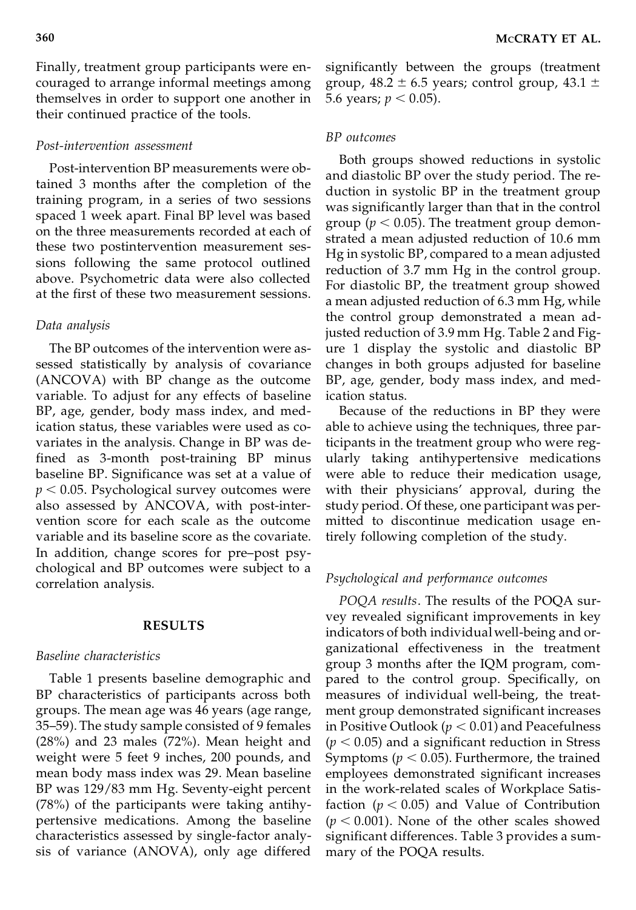Finally, treatment group participants were encouraged to arrange informal meetings among themselves in order to support one another in their continued practice of the tools.

### *Post-intervention assessment*

Post-intervention BP measurements were obtained 3 months after the completion of the training program, in a series of two sessions spaced 1 week apart. Final BP level was based on the three measurements recorded at each of these two postintervention measurement sessions following the same protocol outlined above. Psychometric data were also collected at the first of these two measurement sessions.

### *Data analysis*

The BP outcomes of the intervention were assessed statistically by analysis of covariance (ANCOVA) with BP change as the outcome variable. To adjust for any effects of baseline BP, age, gender, body mass index, and medication status, these variables were used as covariates in the analysis. Change in BP was defined as 3-month post-training BP minus baseline BP. Significance was set at a value of $p < 0.05$. Psychological survey outcomes were also assessed by ANCOVA, with post-intervention score for each scale as the outcome variable and its baseline score as the covariate. In addition, change scores for pre–post psychological and BP outcomes were subject to a correlation analysis.

## RESULTS

### *Baseline characteristics*

Table 1 presents baseline demographic and BP characteristics of participants across both groups. The mean age was 46 years (age range, 35–59). The study sample consisted of 9 females (28%) and 23 males (72%). Mean height and weight were 5 feet 9 inches, 200 pounds, and mean body mass index was 29. Mean baseline BP was 129/83 mm Hg. Seventy-eight percent (78%) of the participants were taking antihypertensive medications. Among the baseline characteristics assessed by single-factor analysis of variance (ANOVA), only age differed significantly between the groups (treatment group, 48.2 $\pm$ 6.5 years; control group, 43.1 $\pm$ 5.6 years; $p < 0.05$).

### *BP outcomes*

Both groups showed reductions in systolic and diastolic BP over the study period. The reduction in systolic BP in the treatment group was significantly larger than that in the control group ($p < 0.05$). The treatment group demonstrated a mean adjusted reduction of 10.6 mm Hg in systolic BP, compared to a mean adjusted reduction of 3.7 mm Hg in the control group. For diastolic BP, the treatment group showed a mean adjusted reduction of 6.3 mm Hg, while the control group demonstrated a mean adjusted reduction of 3.9 mm Hg. Table 2 and Figure 1 display the systolic and diastolic BP changes in both groups adjusted for baseline BP, age, gender, body mass index, and medication status.

Because of the reductions in BP they were able to achieve using the techniques, three participants in the treatment group who were regularly taking antihypertensive medications were able to reduce their medication usage, with their physicians' approval, during the study period. Of these, one participant was permitted to discontinue medication usage entirely following completion of the study.

### *Psychological and performance outcomes*

*POQA results*. The results of the POQA survey revealed significant improvements in key indicators of both individual well-being and organizational effectiveness in the treatment group 3 months after the IQM program, compared to the control group. Specifically, on measures of individual well-being, the treatment group demonstrated significant increases in Positive Outlook ($p < 0.01$) and Peacefulness ($p < 0.05$) and a significant reduction in Stress Symptoms ($p < 0.05$). Furthermore, the trained employees demonstrated significant increases in the work-related scales of Workplace Satisfaction ($p < 0.05$) and Value of Contribution ($p < 0.001$). None of the other scales showed significant differences. Table 3 provides a summary of the POQA results.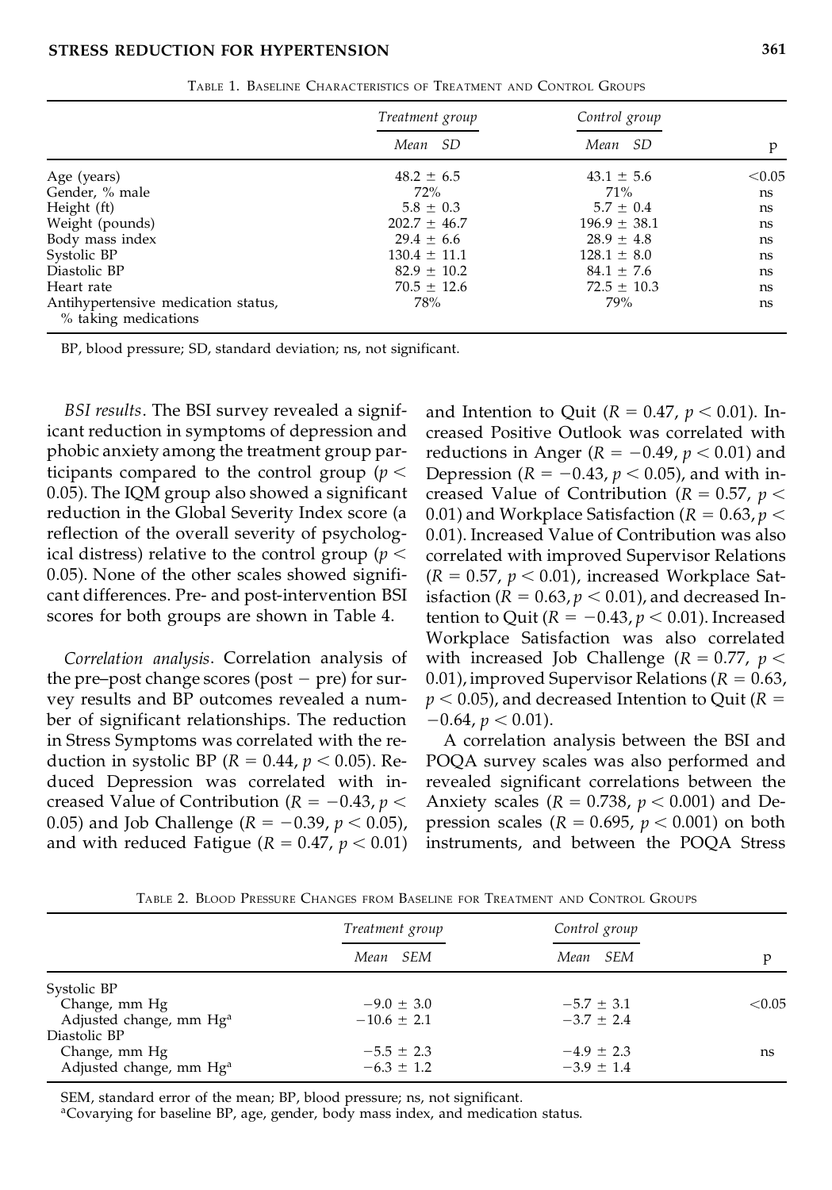Table 1. Baseline Characteristics of Treatment and Control Groups

| | Treatment group | Control group | |
|---|---|---|---|
| | Mean SD | Mean SD | p |
| Age (years) | 48.2 ± 6.5 | 43.1 ± 5.6 | <0.05 |
| Gender, % male | 72% | 71% | ns |
| Height (ft) | 5.8 ± 0.3 | 5.7 ± 0.4 | ns |
| Weight (pounds) | 202.7 ± 46.7 | 196.9 ± 38.1 | ns |
| Body mass index | 29.4 ± 6.6 | 28.9 ± 4.8 | ns |
| Systolic BP | 130.4 ± 11.1 | 128.1 ± 8.0 | ns |
| Diastolic BP | 82.9 ± 10.2 | 84.1 ± 7.6 | ns |
| Heart rate | 70.5 ± 12.6 | 72.5 ± 10.3 | ns |
| Antihypertensive medication status, % taking medications | 78% | 79% | ns |

BP, blood pressure; SD, standard deviation; ns, not significant.

*BSI results*. The BSI survey revealed a significant reduction in symptoms of depression and phobic anxiety among the treatment group participants compared to the control group ($p < 0.05$). The IQM group also showed a significant reduction in the Global Severity Index score (a reflection of the overall severity of psychological distress) relative to the control group ($p < 0.05$). None of the other scales showed significant differences. Pre- and post-intervention BSI scores for both groups are shown in Table 4.

*Correlation analysis*. Correlation analysis of the pre–post change scores (post − pre) for survey results and BP outcomes revealed a number of significant relationships. The reduction in Stress Symptoms was correlated with the reduction in systolic BP ($R = 0.44$, $p < 0.05$). Reduced Depression was correlated with increased Value of Contribution ($R = -0.43$, $p < 0.05$) and Job Challenge ($R = -0.39$, $p < 0.05$), and with reduced Fatigue ($R = 0.47$, $p < 0.01$) and Intention to Quit ($R = 0.47$, $p < 0.01$). Increased Positive Outlook was correlated with reductions in Anger ($R = -0.49$, $p < 0.01$) and Depression ($R = -0.43$, $p < 0.05$), and with increased Value of Contribution ($R = 0.57$, $p < 0.01$) and Workplace Satisfaction ($R = 0.63$, $p < 0.01$). Increased Value of Contribution was also correlated with improved Supervisor Relations ($R = 0.57$, $p < 0.01$), increased Workplace Satisfaction ($R = 0.63$, $p < 0.01$), and decreased Intention to Quit ($R = -0.43$, $p < 0.01$). Increased Workplace Satisfaction was also correlated with increased Job Challenge ($R = 0.77$, $p < 0.01$), improved Supervisor Relations ($R = 0.63$, $p < 0.05$), and decreased Intention to Quit ($R = -0.64$, $p < 0.01$).

A correlation analysis between the BSI and POQA survey scales was also performed and revealed significant correlations between the Anxiety scales ($R = 0.738$, $p < 0.001$) and Depression scales ($R = 0.695$, $p < 0.001$) on both instruments, and between the POQA Stress

Table 2. Blood Pressure Changes from Baseline for Treatment and Control Groups

| | Treatment group | Control group | |
|---|---|---|---|
| | Mean SEM | Mean SEM | p |
| Systolic BP | | | |
| Change, mm Hg | −9.0 ± 3.0 | −5.7 ± 3.1 | <0.05 |
| Adjusted change, mm Hg[a] | −10.6 ± 2.1 | −3.7 ± 2.4 | |
| Diastolic BP | | | |
| Change, mm Hg | −5.5 ± 2.3 | −4.9 ± 2.3 | ns |
| Adjusted change, mm Hg[a] | −6.3 ± 1.2 | −3.9 ± 1.4 | |

SEM, standard error of the mean; BP, blood pressure; ns, not significant.
[a]Covarying for baseline BP, age, gender, body mass index, and medication status.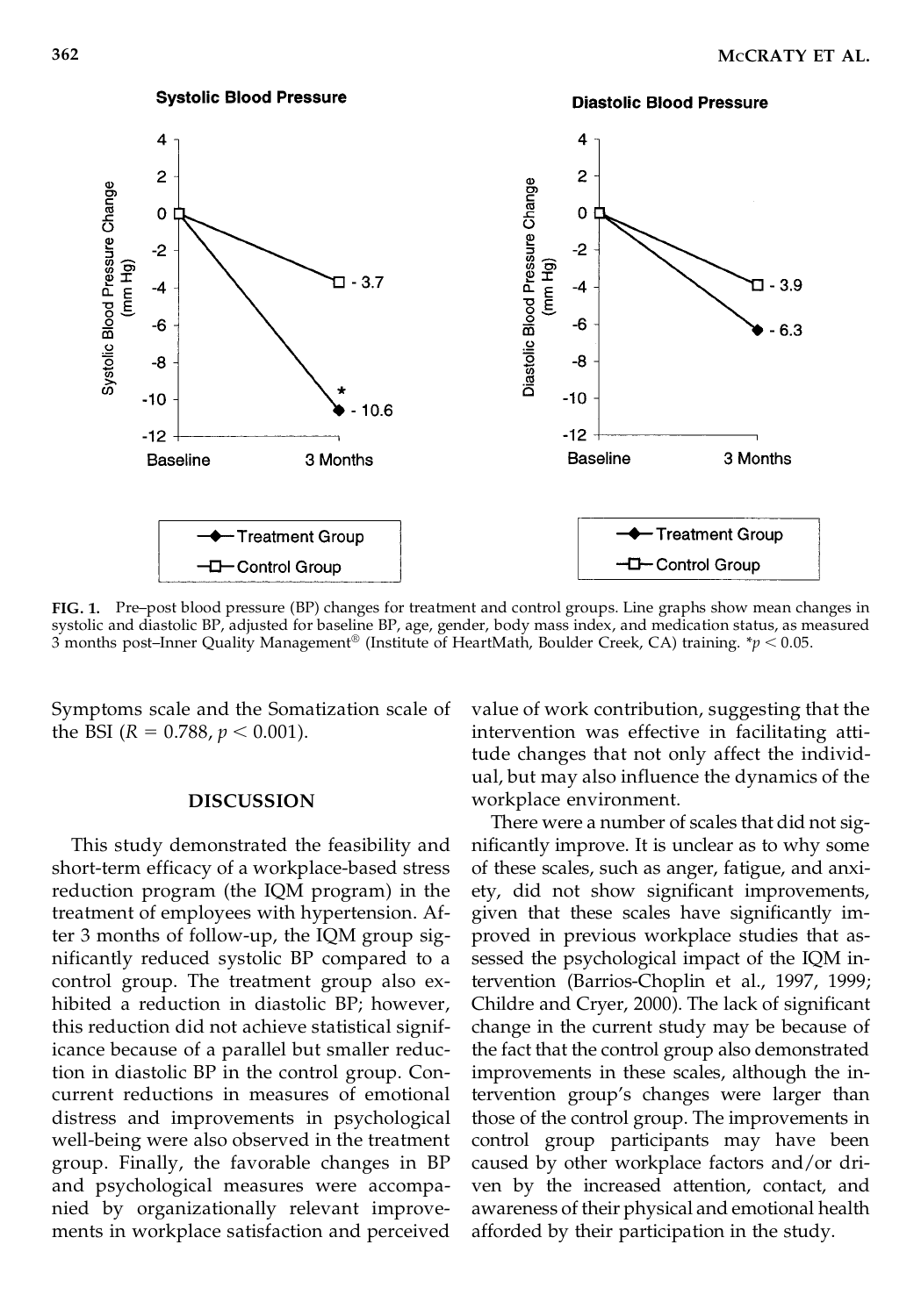**FIG. 1.** Pre–post blood pressure (BP) changes for treatment and control groups. Line graphs show mean changes in systolic and diastolic BP, adjusted for baseline BP, age, gender, body mass index, and medication status, as measured 3 months post–Inner Quality Management® (Institute of HeartMath, Boulder Creek, CA) training. $*p < 0.05$.

Symptoms scale and the Somatization scale of the BSI ($R = 0.788$, $p < 0.001$).

## DISCUSSION

This study demonstrated the feasibility and short-term efficacy of a workplace-based stress reduction program (the IQM program) in the treatment of employees with hypertension. After 3 months of follow-up, the IQM group significantly reduced systolic BP compared to a control group. The treatment group also exhibited a reduction in diastolic BP; however, this reduction did not achieve statistical significance because of a parallel but smaller reduction in diastolic BP in the control group. Concurrent reductions in measures of emotional distress and improvements in psychological well-being were also observed in the treatment group. Finally, the favorable changes in BP and psychological measures were accompanied by organizationally relevant improvements in workplace satisfaction and perceived value of work contribution, suggesting that the intervention was effective in facilitating attitude changes that not only affect the individual, but may also influence the dynamics of the workplace environment.

There were a number of scales that did not significantly improve. It is unclear as to why some of these scales, such as anger, fatigue, and anxiety, did not show significant improvements, given that these scales have significantly improved in previous workplace studies that assessed the psychological impact of the IQM intervention (Barrios-Choplin et al., 1997, 1999; Childre and Cryer, 2000). The lack of significant change in the current study may be because of the fact that the control group also demonstrated improvements in these scales, although the intervention group's changes were larger than those of the control group. The improvements in control group participants may have been caused by other workplace factors and/or driven by the increased attention, contact, and awareness of their physical and emotional health afforded by their participation in the study.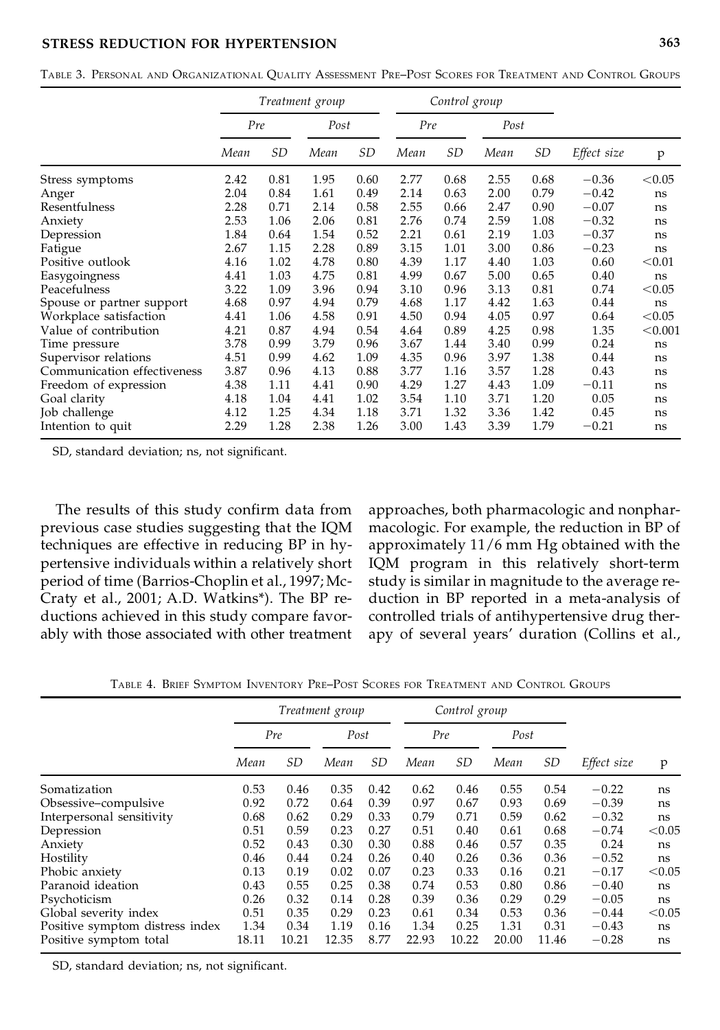TABLE 3. PERSONAL AND ORGANIZATIONAL QUALITY ASSESSMENT PRE–POST SCORES FOR TREATMENT AND CONTROL GROUPS

| | Treatment group | | | | Control group | | | | | |
|---|---|---|---|---|---|---|---|---|---|---|
| | Pre | | Post | | Pre | | Post | | | |
| | Mean | SD | Mean | SD | Mean | SD | Mean | SD | Effect size | p |
| Stress symptoms | 2.42 | 0.81 | 1.95 | 0.60 | 2.77 | 0.68 | 2.55 | 0.68 | −0.36 | <0.05 |
| Anger | 2.04 | 0.84 | 1.61 | 0.49 | 2.14 | 0.63 | 2.00 | 0.79 | −0.42 | ns |
| Resentfulness | 2.28 | 0.71 | 2.14 | 0.58 | 2.55 | 0.66 | 2.47 | 0.90 | −0.07 | ns |
| Anxiety | 2.53 | 1.06 | 2.06 | 0.81 | 2.76 | 0.74 | 2.59 | 1.08 | −0.32 | ns |
| Depression | 1.84 | 0.64 | 1.54 | 0.52 | 2.21 | 0.61 | 2.19 | 1.03 | −0.37 | ns |
| Fatigue | 2.67 | 1.15 | 2.28 | 0.89 | 3.15 | 1.01 | 3.00 | 0.86 | −0.23 | ns |
| Positive outlook | 4.16 | 1.02 | 4.78 | 0.80 | 4.39 | 1.17 | 4.40 | 1.03 | 0.60 | <0.01 |
| Easygoingness | 4.41 | 1.03 | 4.75 | 0.81 | 4.99 | 0.67 | 5.00 | 0.65 | 0.40 | ns |
| Peacefulness | 3.22 | 1.09 | 3.96 | 0.94 | 3.10 | 0.96 | 3.13 | 0.81 | 0.74 | <0.05 |
| Spouse or partner support | 4.68 | 0.97 | 4.94 | 0.79 | 4.68 | 1.17 | 4.42 | 1.63 | 0.44 | ns |
| Workplace satisfaction | 4.41 | 1.06 | 4.58 | 0.91 | 4.50 | 0.94 | 4.05 | 0.97 | 0.64 | <0.05 |
| Value of contribution | 4.21 | 0.87 | 4.94 | 0.54 | 4.64 | 0.89 | 4.25 | 0.98 | 1.35 | <0.001 |
| Time pressure | 3.78 | 0.99 | 3.79 | 0.96 | 3.67 | 1.44 | 3.40 | 0.99 | 0.24 | ns |
| Supervisor relations | 4.51 | 0.99 | 4.62 | 1.09 | 4.35 | 0.96 | 3.97 | 1.38 | 0.44 | ns |
| Communication effectiveness | 3.87 | 0.96 | 4.13 | 0.88 | 3.77 | 1.16 | 3.57 | 1.28 | 0.43 | ns |
| Freedom of expression | 4.38 | 1.11 | 4.41 | 0.90 | 4.29 | 1.27 | 4.43 | 1.09 | −0.11 | ns |
| Goal clarity | 4.18 | 1.04 | 4.41 | 1.02 | 3.54 | 1.10 | 3.71 | 1.20 | 0.05 | ns |
| Job challenge | 4.12 | 1.25 | 4.34 | 1.18 | 3.71 | 1.32 | 3.36 | 1.42 | 0.45 | ns |
| Intention to quit | 2.29 | 1.28 | 2.38 | 1.26 | 3.00 | 1.43 | 3.39 | 1.79 | −0.21 | ns |

SD, standard deviation; ns, not significant.

The results of this study confirm data from previous case studies suggesting that the IQM techniques are effective in reducing BP in hypertensive individuals within a relatively short period of time (Barrios-Choplin et al., 1997; McCraty et al., 2001; A.D. Watkins*). The BP reductions achieved in this study compare favorably with those associated with other treatment approaches, both pharmacologic and nonpharmacologic. For example, the reduction in BP of approximately 11/6 mm Hg obtained with the IQM program in this relatively short-term study is similar in magnitude to the average reduction in BP reported in a meta-analysis of controlled trials of antihypertensive drug therapy of several years' duration (Collins et al.,

TABLE 4. BRIEF SYMPTOM INVENTORY PRE–POST SCORES FOR TREATMENT AND CONTROL GROUPS

| | Treatment group | | | | Control group | | | | | |
|---|---|---|---|---|---|---|---|---|---|---|
| | Pre | | Post | | Pre | | Post | | | |
| | Mean | SD | Mean | SD | Mean | SD | Mean | SD | Effect size | p |
| Somatization | 0.53 | 0.46 | 0.35 | 0.42 | 0.62 | 0.46 | 0.55 | 0.54 | −0.22 | ns |
| Obsessive–compulsive | 0.92 | 0.72 | 0.64 | 0.39 | 0.97 | 0.67 | 0.93 | 0.69 | −0.39 | ns |
| Interpersonal sensitivity | 0.68 | 0.62 | 0.29 | 0.33 | 0.79 | 0.71 | 0.59 | 0.62 | −0.32 | ns |
| Depression | 0.51 | 0.59 | 0.23 | 0.27 | 0.51 | 0.40 | 0.61 | 0.68 | −0.74 | <0.05 |
| Anxiety | 0.52 | 0.43 | 0.30 | 0.30 | 0.88 | 0.46 | 0.57 | 0.35 | 0.24 | ns |
| Hostility | 0.46 | 0.44 | 0.24 | 0.26 | 0.40 | 0.26 | 0.36 | 0.36 | −0.52 | ns |
| Phobic anxiety | 0.13 | 0.19 | 0.02 | 0.07 | 0.23 | 0.33 | 0.16 | 0.21 | −0.17 | <0.05 |
| Paranoid ideation | 0.43 | 0.55 | 0.25 | 0.38 | 0.74 | 0.53 | 0.80 | 0.86 | −0.40 | ns |
| Psychoticism | 0.26 | 0.32 | 0.14 | 0.28 | 0.39 | 0.36 | 0.29 | 0.29 | −0.05 | ns |
| Global severity index | 0.51 | 0.35 | 0.29 | 0.23 | 0.61 | 0.34 | 0.53 | 0.36 | −0.44 | <0.05 |
| Positive symptom distress index | 1.34 | 0.34 | 1.19 | 0.16 | 1.34 | 0.25 | 1.31 | 0.31 | −0.43 | ns |
| Positive symptom total | 18.11 | 10.21 | 12.35 | 8.77 | 22.93 | 10.22 | 20.00 | 11.46 | −0.28 | ns |

SD, standard deviation; ns, not significant.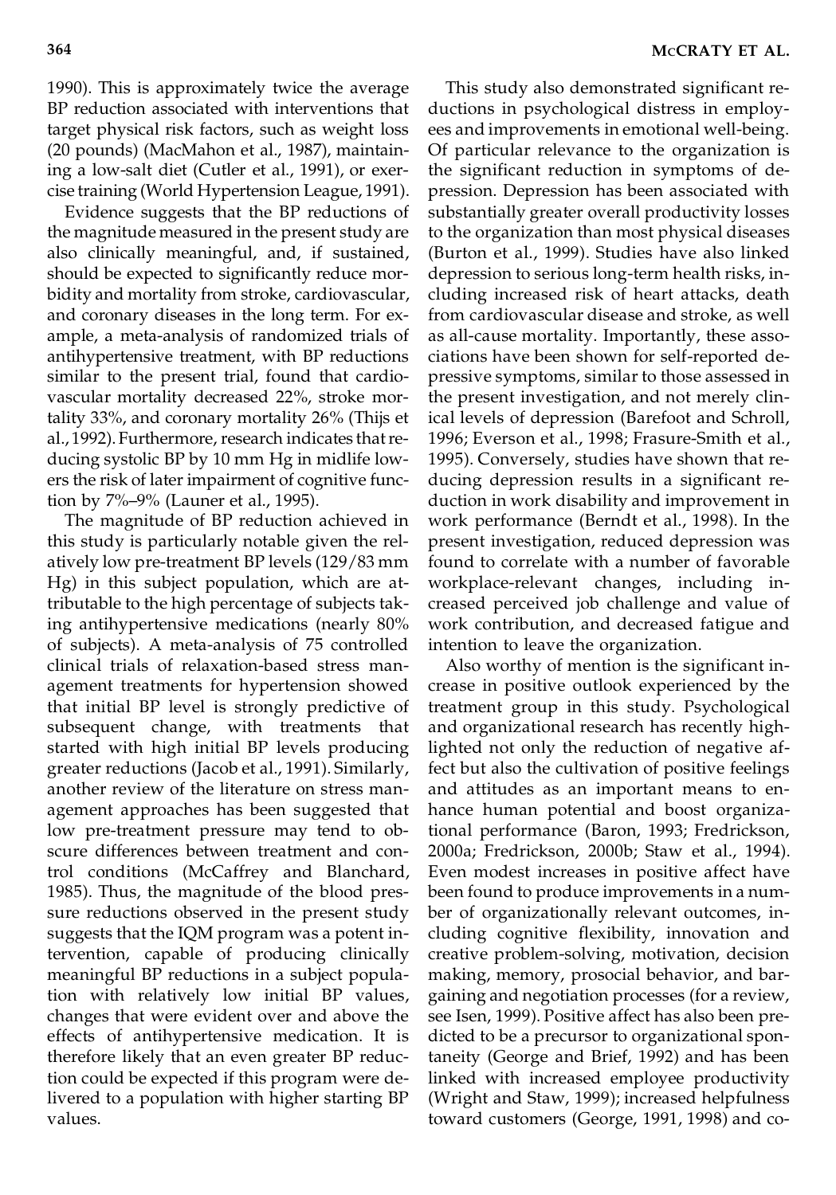1990). This is approximately twice the average BP reduction associated with interventions that target physical risk factors, such as weight loss (20 pounds) (MacMahon et al., 1987), maintaining a low-salt diet (Cutler et al., 1991), or exercise training (World Hypertension League, 1991).

Evidence suggests that the BP reductions of the magnitude measured in the present study are also clinically meaningful, and, if sustained, should be expected to significantly reduce morbidity and mortality from stroke, cardiovascular, and coronary diseases in the long term. For example, a meta-analysis of randomized trials of antihypertensive treatment, with BP reductions similar to the present trial, found that cardiovascular mortality decreased 22%, stroke mortality 33%, and coronary mortality 26% (Thijs et al., 1992). Furthermore, research indicates that reducing systolic BP by 10 mm Hg in midlife lowers the risk of later impairment of cognitive function by 7%–9% (Launer et al., 1995).

The magnitude of BP reduction achieved in this study is particularly notable given the relatively low pre-treatment BP levels (129/83 mm Hg) in this subject population, which are attributable to the high percentage of subjects taking antihypertensive medications (nearly 80% of subjects). A meta-analysis of 75 controlled clinical trials of relaxation-based stress management treatments for hypertension showed that initial BP level is strongly predictive of subsequent change, with treatments that started with high initial BP levels producing greater reductions (Jacob et al., 1991). Similarly, another review of the literature on stress management approaches has been suggested that low pre-treatment pressure may tend to obscure differences between treatment and control conditions (McCaffrey and Blanchard, 1985). Thus, the magnitude of the blood pressure reductions observed in the present study suggests that the IQM program was a potent intervention, capable of producing clinically meaningful BP reductions in a subject population with relatively low initial BP values, changes that were evident over and above the effects of antihypertensive medication. It is therefore likely that an even greater BP reduction could be expected if this program were delivered to a population with higher starting BP values.

This study also demonstrated significant reductions in psychological distress in employees and improvements in emotional well-being. Of particular relevance to the organization is the significant reduction in symptoms of depression. Depression has been associated with substantially greater overall productivity losses to the organization than most physical diseases (Burton et al., 1999). Studies have also linked depression to serious long-term health risks, including increased risk of heart attacks, death from cardiovascular disease and stroke, as well as all-cause mortality. Importantly, these associations have been shown for self-reported depressive symptoms, similar to those assessed in the present investigation, and not merely clinical levels of depression (Barefoot and Schroll, 1996; Everson et al., 1998; Frasure-Smith et al., 1995). Conversely, studies have shown that reducing depression results in a significant reduction in work disability and improvement in work performance (Berndt et al., 1998). In the present investigation, reduced depression was found to correlate with a number of favorable workplace-relevant changes, including increased perceived job challenge and value of work contribution, and decreased fatigue and intention to leave the organization.

Also worthy of mention is the significant increase in positive outlook experienced by the treatment group in this study. Psychological and organizational research has recently highlighted not only the reduction of negative affect but also the cultivation of positive feelings and attitudes as an important means to enhance human potential and boost organizational performance (Baron, 1993; Fredrickson, 2000a; Fredrickson, 2000b; Staw et al., 1994). Even modest increases in positive affect have been found to produce improvements in a number of organizationally relevant outcomes, including cognitive flexibility, innovation and creative problem-solving, motivation, decision making, memory, prosocial behavior, and bargaining and negotiation processes (for a review, see Isen, 1999). Positive affect has also been predicted to be a precursor to organizational spontaneity (George and Brief, 1992) and has been linked with increased employee productivity (Wright and Staw, 1999); increased helpfulness toward customers (George, 1991, 1998) and co-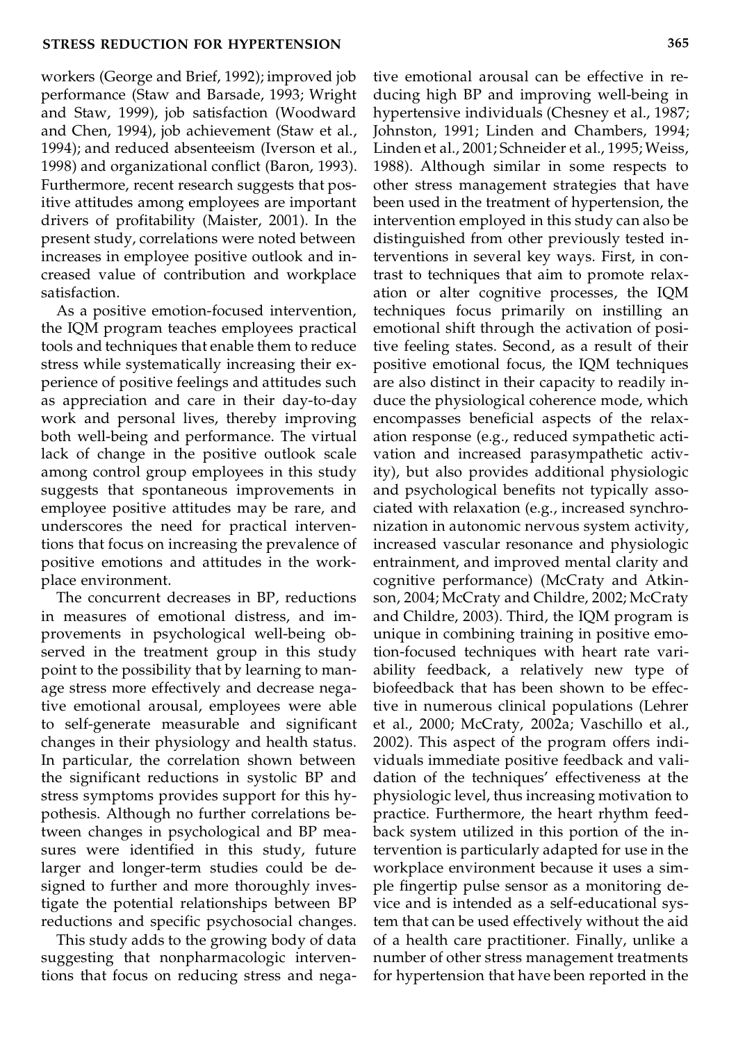workers (George and Brief, 1992); improved job performance (Staw and Barsade, 1993; Wright and Staw, 1999), job satisfaction (Woodward and Chen, 1994), job achievement (Staw et al., 1994); and reduced absenteeism (Iverson et al., 1998) and organizational conflict (Baron, 1993). Furthermore, recent research suggests that positive attitudes among employees are important drivers of profitability (Maister, 2001). In the present study, correlations were noted between increases in employee positive outlook and increased value of contribution and workplace satisfaction.

As a positive emotion-focused intervention, the IQM program teaches employees practical tools and techniques that enable them to reduce stress while systematically increasing their experience of positive feelings and attitudes such as appreciation and care in their day-to-day work and personal lives, thereby improving both well-being and performance. The virtual lack of change in the positive outlook scale among control group employees in this study suggests that spontaneous improvements in employee positive attitudes may be rare, and underscores the need for practical interventions that focus on increasing the prevalence of positive emotions and attitudes in the workplace environment.

The concurrent decreases in BP, reductions in measures of emotional distress, and improvements in psychological well-being observed in the treatment group in this study point to the possibility that by learning to manage stress more effectively and decrease negative emotional arousal, employees were able to self-generate measurable and significant changes in their physiology and health status. In particular, the correlation shown between the significant reductions in systolic BP and stress symptoms provides support for this hypothesis. Although no further correlations between changes in psychological and BP measures were identified in this study, future larger and longer-term studies could be designed to further and more thoroughly investigate the potential relationships between BP reductions and specific psychosocial changes.

This study adds to the growing body of data suggesting that nonpharmacologic interventions that focus on reducing stress and negative emotional arousal can be effective in reducing high BP and improving well-being in hypertensive individuals (Chesney et al., 1987; Johnston, 1991; Linden and Chambers, 1994; Linden et al., 2001; Schneider et al., 1995; Weiss, 1988). Although similar in some respects to other stress management strategies that have been used in the treatment of hypertension, the intervention employed in this study can also be distinguished from other previously tested interventions in several key ways. First, in contrast to techniques that aim to promote relaxation or alter cognitive processes, the IQM techniques focus primarily on instilling an emotional shift through the activation of positive feeling states. Second, as a result of their positive emotional focus, the IQM techniques are also distinct in their capacity to readily induce the physiological coherence mode, which encompasses beneficial aspects of the relaxation response (e.g., reduced sympathetic activation and increased parasympathetic activity), but also provides additional physiologic and psychological benefits not typically associated with relaxation (e.g., increased synchronization in autonomic nervous system activity, increased vascular resonance and physiologic entrainment, and improved mental clarity and cognitive performance) (McCraty and Atkinson, 2004; McCraty and Childre, 2002; McCraty and Childre, 2003). Third, the IQM program is unique in combining training in positive emotion-focused techniques with heart rate variability feedback, a relatively new type of biofeedback that has been shown to be effective in numerous clinical populations (Lehrer et al., 2000; McCraty, 2002a; Vaschillo et al., 2002). This aspect of the program offers individuals immediate positive feedback and validation of the techniques' effectiveness at the physiologic level, thus increasing motivation to practice. Furthermore, the heart rhythm feedback system utilized in this portion of the intervention is particularly adapted for use in the workplace environment because it uses a simple fingertip pulse sensor as a monitoring device and is intended as a self-educational system that can be used effectively without the aid of a health care practitioner. Finally, unlike a number of other stress management treatments for hypertension that have been reported in the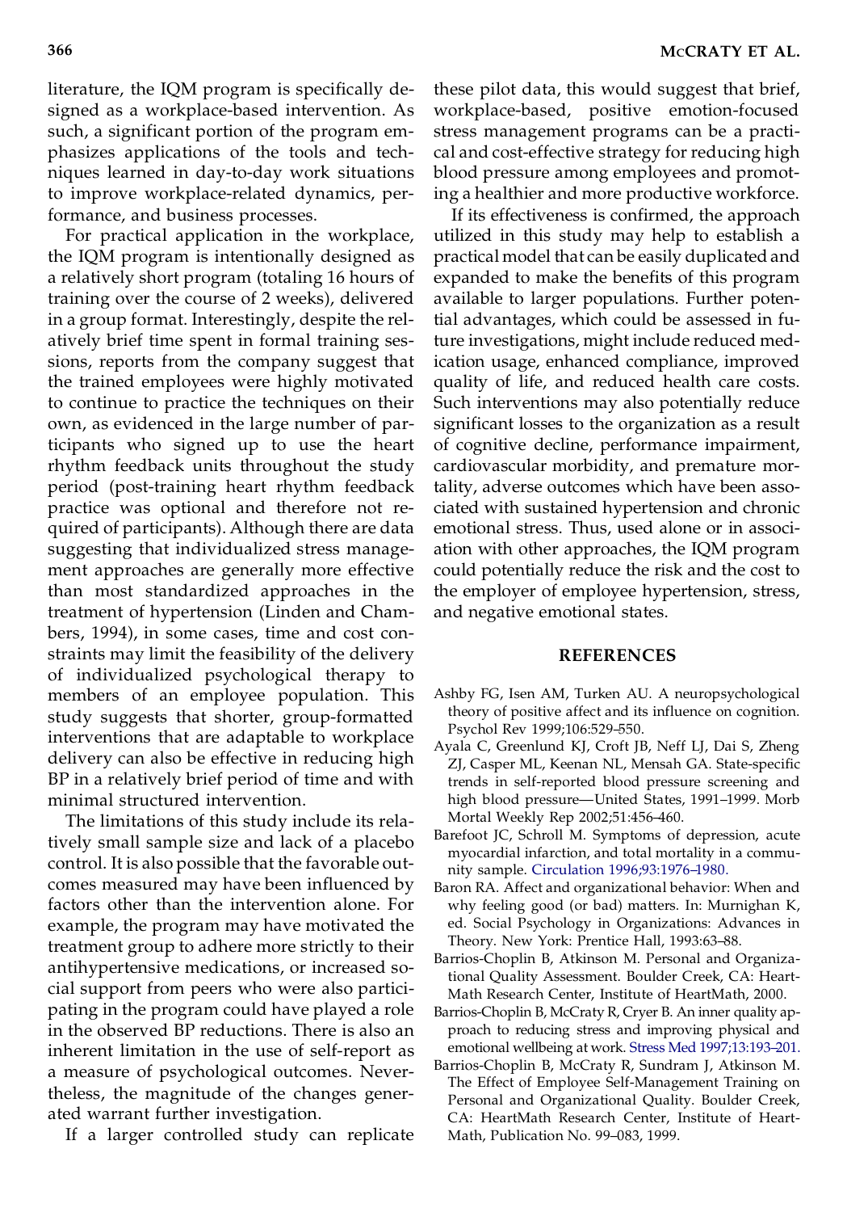literature, the IQM program is specifically designed as a workplace-based intervention. As such, a significant portion of the program emphasizes applications of the tools and techniques learned in day-to-day work situations to improve workplace-related dynamics, performance, and business processes.

For practical application in the workplace, the IQM program is intentionally designed as a relatively short program (totaling 16 hours of training over the course of 2 weeks), delivered in a group format. Interestingly, despite the relatively brief time spent in formal training sessions, reports from the company suggest that the trained employees were highly motivated to continue to practice the techniques on their own, as evidenced in the large number of participants who signed up to use the heart rhythm feedback units throughout the study period (post-training heart rhythm feedback practice was optional and therefore not required of participants). Although there are data suggesting that individualized stress management approaches are generally more effective than most standardized approaches in the treatment of hypertension (Linden and Chambers, 1994), in some cases, time and cost constraints may limit the feasibility of the delivery of individualized psychological therapy to members of an employee population. This study suggests that shorter, group-formatted interventions that are adaptable to workplace delivery can also be effective in reducing high BP in a relatively brief period of time and with minimal structured intervention.

The limitations of this study include its relatively small sample size and lack of a placebo control. It is also possible that the favorable outcomes measured may have been influenced by factors other than the intervention alone. For example, the program may have motivated the treatment group to adhere more strictly to their antihypertensive medications, or increased social support from peers who were also participating in the program could have played a role in the observed BP reductions. There is also an inherent limitation in the use of self-report as a measure of psychological outcomes. Nevertheless, the magnitude of the changes generated warrant further investigation.

If a larger controlled study can replicate these pilot data, this would suggest that brief, workplace-based, positive emotion-focused stress management programs can be a practical and cost-effective strategy for reducing high blood pressure among employees and promoting a healthier and more productive workforce.

If its effectiveness is confirmed, the approach utilized in this study may help to establish a practical model that can be easily duplicated and expanded to make the benefits of this program available to larger populations. Further potential advantages, which could be assessed in future investigations, might include reduced medication usage, enhanced compliance, improved quality of life, and reduced health care costs. Such interventions may also potentially reduce significant losses to the organization as a result of cognitive decline, performance impairment, cardiovascular morbidity, and premature mortality, adverse outcomes which have been associated with sustained hypertension and chronic emotional stress. Thus, used alone or in association with other approaches, the IQM program could potentially reduce the risk and the cost to the employer of employee hypertension, stress, and negative emotional states.

## REFERENCES

Ashby FG, Isen AM, Turken AU. A neuropsychological theory of positive affect and its influence on cognition. Psychol Rev 1999;106:529–550.

Ayala C, Greenlund KJ, Croft JB, Neff LJ, Dai S, Zheng ZJ, Casper ML, Keenan NL, Mensah GA. State-specific trends in self-reported blood pressure screening and high blood pressure—United States, 1991–1999. Morb Mortal Weekly Rep 2002;51:456–460.

Barefoot JC, Schroll M. Symptoms of depression, acute myocardial infarction, and total mortality in a community sample. Circulation 1996;93:1976–1980.

Baron RA. Affect and organizational behavior: When and why feeling good (or bad) matters. In: Murnighan K, ed. Social Psychology in Organizations: Advances in Theory. New York: Prentice Hall, 1993:63–88.

Barrios-Choplin B, Atkinson M. Personal and Organizational Quality Assessment. Boulder Creek, CA: HeartMath Research Center, Institute of HeartMath, 2000.

Barrios-Choplin B, McCraty R, Cryer B. An inner quality approach to reducing stress and improving physical and emotional wellbeing at work. Stress Med 1997;13:193–201.

Barrios-Choplin B, McCraty R, Sundram J, Atkinson M. The Effect of Employee Self-Management Training on Personal and Organizational Quality. Boulder Creek, CA: HeartMath Research Center, Institute of HeartMath, Publication No. 99–083, 1999.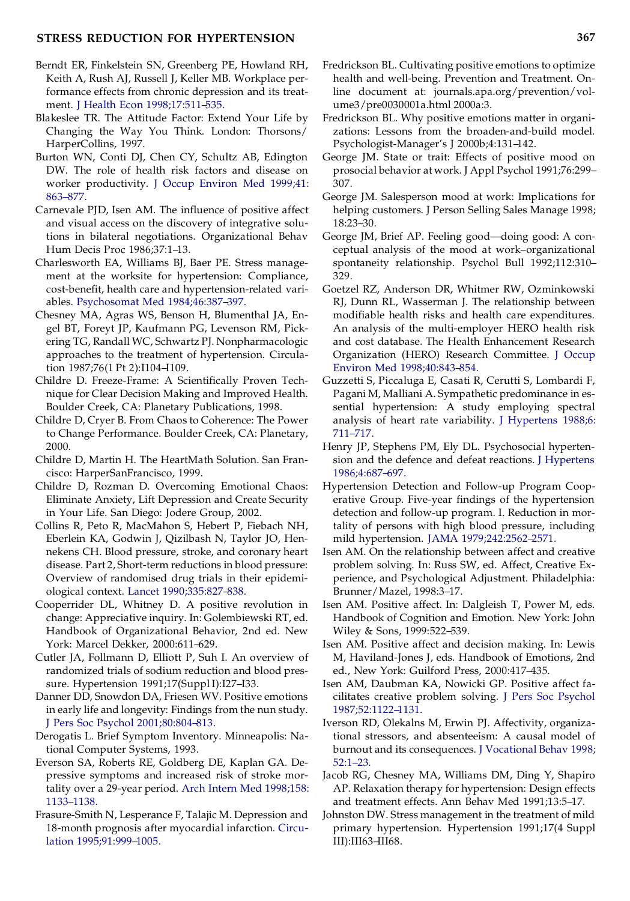Berndt ER, Finkelstein SN, Greenberg PE, Howland RH, Keith A, Rush AJ, Russell J, Keller MB. Workplace performance effects from chronic depression and its treatment. J Health Econ 1998;17:511–535.

Blakeslee TR. The Attitude Factor: Extend Your Life by Changing the Way You Think. London: Thorsons/HarperCollins, 1997.

Burton WN, Conti DJ, Chen CY, Schultz AB, Edington DW. The role of health risk factors and disease on worker productivity. J Occup Environ Med 1999;41:863–877.

Carnevale PJD, Isen AM. The influence of positive affect and visual access on the discovery of integrative solutions in bilateral negotiations. Organizational Behav Hum Decis Proc 1986;37:1–13.

Charlesworth EA, Williams BJ, Baer PE. Stress management at the worksite for hypertension: Compliance, cost-benefit, health care and hypertension-related variables. Psychosomat Med 1984;46:387–397.

Chesney MA, Agras WS, Benson H, Blumenthal JA, Engel BT, Foreyt JP, Kaufmann PG, Levenson RM, Pickering TG, Randall WC, Schwartz PJ. Nonpharmacologic approaches to the treatment of hypertension. Circulation 1987;76(1 Pt 2):I104–I109.

Childre D. Freeze-Frame: A Scientifically Proven Technique for Clear Decision Making and Improved Health. Boulder Creek, CA: Planetary Publications, 1998.

Childre D, Cryer B. From Chaos to Coherence: The Power to Change Performance. Boulder Creek, CA: Planetary, 2000.

Childre D, Martin H. The HeartMath Solution. San Francisco: HarperSanFrancisco, 1999.

Childre D, Rozman D. Overcoming Emotional Chaos: Eliminate Anxiety, Lift Depression and Create Security in Your Life. San Diego: Jodere Group, 2002.

Collins R, Peto R, MacMahon S, Hebert P, Fiebach NH, Eberlein KA, Godwin J, Qizilbash N, Taylor JO, Hennekens CH. Blood pressure, stroke, and coronary heart disease. Part 2, Short-term reductions in blood pressure: Overview of randomised drug trials in their epidemiological context. Lancet 1990;335:827–838.

Cooperrider DL, Whitney D. A positive revolution in change: Appreciative inquiry. In: Golembiewski RT, ed. Handbook of Organizational Behavior, 2nd ed. New York: Marcel Dekker, 2000:611–629.

Cutler JA, Follmann D, Elliott P, Suh I. An overview of randomized trials of sodium reduction and blood pressure. Hypertension 1991;17(Suppl I):I27–I33.

Danner DD, Snowdon DA, Friesen WV. Positive emotions in early life and longevity: Findings from the nun study. J Pers Soc Psychol 2001;80:804–813.

Derogatis L. Brief Symptom Inventory. Minneapolis: National Computer Systems, 1993.

Everson SA, Roberts RE, Goldberg DE, Kaplan GA. Depressive symptoms and increased risk of stroke mortality over a 29-year period. Arch Intern Med 1998;158:1133–1138.

Frasure-Smith N, Lesperance F, Talajic M. Depression and 18-month prognosis after myocardial infarction. Circulation 1995;91:999–1005.

Fredrickson BL. Cultivating positive emotions to optimize health and well-being. Prevention and Treatment. Online document at: journals.apa.org/prevention/volume3/pre0030001a.html 2000a:3.

Fredrickson BL. Why positive emotions matter in organizations: Lessons from the broaden-and-build model. Psychologist-Manager's J 2000b;4:131–142.

George JM. State or trait: Effects of positive mood on prosocial behavior at work. J Appl Psychol 1991;76:299–307.

George JM. Salesperson mood at work: Implications for helping customers. J Person Selling Sales Manage 1998;18:23–30.

George JM, Brief AP. Feeling good—doing good: A conceptual analysis of the mood at work–organizational spontaneity relationship. Psychol Bull 1992;112:310–329.

Goetzel RZ, Anderson DR, Whitmer RW, Ozminkowski RJ, Dunn RL, Wasserman J. The relationship between modifiable health risks and health care expenditures. An analysis of the multi-employer HERO health risk and cost database. The Health Enhancement Research Organization (HERO) Research Committee. J Occup Environ Med 1998;40:843–854.

Guzzetti S, Piccaluga E, Casati R, Cerutti S, Lombardi F, Pagani M, Malliani A. Sympathetic predominance in essential hypertension: A study employing spectral analysis of heart rate variability. J Hypertens 1988;6:711–717.

Henry JP, Stephens PM, Ely DL. Psychosocial hypertension and the defence and defeat reactions. J Hypertens 1986;4:687–697.

Hypertension Detection and Follow-up Program Cooperative Group. Five-year findings of the hypertension detection and follow-up program. I. Reduction in mortality of persons with high blood pressure, including mild hypertension. JAMA 1979;242:2562–2571.

Isen AM. On the relationship between affect and creative problem solving. In: Russ SW, ed. Affect, Creative Experience, and Psychological Adjustment. Philadelphia: Brunner/Mazel, 1998:3–17.

Isen AM. Positive affect. In: Dalgleish T, Power M, eds. Handbook of Cognition and Emotion. New York: John Wiley & Sons, 1999:522–539.

Isen AM. Positive affect and decision making. In: Lewis M, Haviland-Jones J, eds. Handbook of Emotions, 2nd ed., New York: Guilford Press, 2000:417–435.

Isen AM, Daubman KA, Nowicki GP. Positive affect facilitates creative problem solving. J Pers Soc Psychol 1987;52:1122–1131.

Iverson RD, Olekalns M, Erwin PJ. Affectivity, organizational stressors, and absenteeism: A causal model of burnout and its consequences. J Vocational Behav 1998;52:1–23.

Jacob RG, Chesney MA, Williams DM, Ding Y, Shapiro AP. Relaxation therapy for hypertension: Design effects and treatment effects. Ann Behav Med 1991;13:5–17.

Johnston DW. Stress management in the treatment of mild primary hypertension. Hypertension 1991;17(4 Suppl III):III63–III68.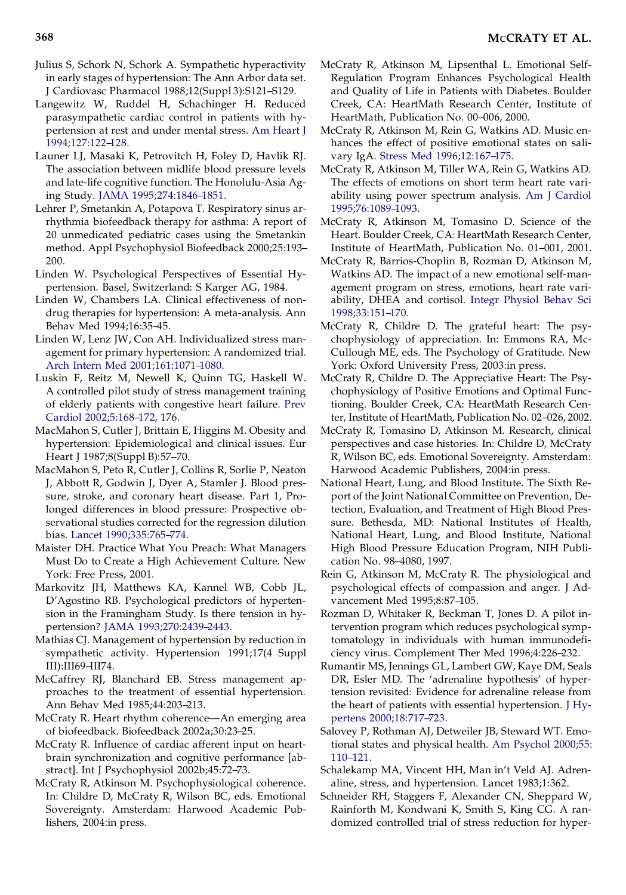Julius S, Schork N, Schork A. Sympathetic hyperactivity in early stages of hypertension: The Ann Arbor data set. J Cardiovasc Pharmacol 1988;12(Suppl 3):S121–S129.

Langewitz W, Ruddel H, Schachinger H. Reduced parasympathetic cardiac control in patients with hypertension at rest and under mental stress. Am Heart J 1994;127:122–128.

Launer LJ, Masaki K, Petrovitch H, Foley D, Havlik RJ. The association between midlife blood pressure levels and late-life cognitive function. The Honolulu-Asia Aging Study. JAMA 1995;274:1846–1851.

Lehrer P, Smetankin A, Potapova T. Respiratory sinus arrhythmia biofeedback therapy for asthma: A report of 20 unmedicated pediatric cases using the Smetankin method. Appl Psychophysiol Biofeedback 2000;25:193–200.

Linden W. Psychological Perspectives of Essential Hypertension. Basel, Switzerland: S Karger AG, 1984.

Linden W, Chambers LA. Clinical effectiveness of nondrug therapies for hypertension: A meta-analysis. Ann Behav Med 1994;16:35–45.

Linden W, Lenz JW, Con AH. Individualized stress management for primary hypertension: A randomized trial. Arch Intern Med 2001;161:1071–1080.

Luskin F, Reitz M, Newell K, Quinn TG, Haskell W. A controlled pilot study of stress management training of elderly patients with congestive heart failure. Prev Cardiol 2002;5:168–172, 176.

MacMahon S, Cutler J, Brittain E, Higgins M. Obesity and hypertension: Epidemiological and clinical issues. Eur Heart J 1987;8(Suppl B):57–70.

MacMahon S, Peto R, Cutler J, Collins R, Sorlie P, Neaton J, Abbott R, Godwin J, Dyer A, Stamler J. Blood pressure, stroke, and coronary heart disease. Part 1, Prolonged differences in blood pressure: Prospective observational studies corrected for the regression dilution bias. Lancet 1990;335:765–774.

Maister DH. Practice What You Preach: What Managers Must Do to Create a High Achievement Culture. New York: Free Press, 2001.

Markovitz JH, Matthews KA, Kannel WB, Cobb JL, D'Agostino RB. Psychological predictors of hypertension in the Framingham Study. Is there tension in hypertension? JAMA 1993;270:2439–2443.

Mathias CJ. Management of hypertension by reduction in sympathetic activity. Hypertension 1991;17(4 Suppl III):III69–III74.

McCaffrey RJ, Blanchard EB. Stress management approaches to the treatment of essential hypertension. Ann Behav Med 1985;44:203–213.

McCraty R. Heart rhythm coherence—An emerging area of biofeedback. Biofeedback 2002a;30:23–25.

McCraty R. Influence of cardiac afferent input on heart-brain synchronization and cognitive performance [abstract]. Int J Psychophysiol 2002b;45:72–73.

McCraty R, Atkinson M. Psychophysiological coherence. In: Childre D, McCraty R, Wilson BC, eds. Emotional Sovereignty. Amsterdam: Harwood Academic Publishers, 2004:in press.

McCraty R, Atkinson M, Lipsenthal L. Emotional Self-Regulation Program Enhances Psychological Health and Quality of Life in Patients with Diabetes. Boulder Creek, CA: HeartMath Research Center, Institute of HeartMath, Publication No. 00–006, 2000.

McCraty R, Atkinson M, Rein G, Watkins AD. Music enhances the effect of positive emotional states on salivary IgA. Stress Med 1996;12:167–175.

McCraty R, Atkinson M, Tiller WA, Rein G, Watkins AD. The effects of emotions on short term heart rate variability using power spectrum analysis. Am J Cardiol 1995;76:1089–1093.

McCraty R, Atkinson M, Tomasino D. Science of the Heart. Boulder Creek, CA: HeartMath Research Center, Institute of HeartMath, Publication No. 01–001, 2001.

McCraty R, Barrios-Choplin B, Rozman D, Atkinson M, Watkins AD. The impact of a new emotional self-management program on stress, emotions, heart rate variability, DHEA and cortisol. Integr Physiol Behav Sci 1998;33:151–170.

McCraty R, Childre D. The grateful heart: The psychophysiology of appreciation. In: Emmons RA, McCullough ME, eds. The Psychology of Gratitude. New York: Oxford University Press, 2003:in press.

McCraty R, Childre D. The Appreciative Heart: The Psychophysiology of Positive Emotions and Optimal Functioning. Boulder Creek, CA: HeartMath Research Center, Institute of HeartMath, Publication No. 02–026, 2002.

McCraty R, Tomasino D, Atkinson M. Research, clinical perspectives and case histories. In: Childre D, McCraty R, Wilson BC, eds. Emotional Sovereignty. Amsterdam: Harwood Academic Publishers, 2004:in press.

National Heart, Lung, and Blood Institute. The Sixth Report of the Joint National Committee on Prevention, Detection, Evaluation, and Treatment of High Blood Pressure. Bethesda, MD: National Institutes of Health, National Heart, Lung, and Blood Institute, National High Blood Pressure Education Program, NIH Publication No. 98–4080, 1997.

Rein G, Atkinson M, McCraty R. The physiological and psychological effects of compassion and anger. J Advancement Med 1995;8:87–105.

Rozman D, Whitaker R, Beckman T, Jones D. A pilot intervention program which reduces psychological symptomatology in individuals with human immunodeficiency virus. Complement Ther Med 1996;4:226–232.

Rumantir MS, Jennings GL, Lambert GW, Kaye DM, Seals DR, Esler MD. The 'adrenaline hypothesis' of hypertension revisited: Evidence for adrenaline release from the heart of patients with essential hypertension. J Hypertens 2000;18:717–723.

Salovey P, Rothman AJ, Detweiler JB, Steward WT. Emotional states and physical health. Am Psychol 2000;55:110–121.

Schalekamp MA, Vincent HH, Man in't Veld AJ. Adrenaline, stress, and hypertension. Lancet 1983;1:362.

Schneider RH, Staggers F, Alexander CN, Sheppard W, Rainforth M, Kondwani K, Smith S, King CG. A randomized controlled trial of stress reduction for hyper-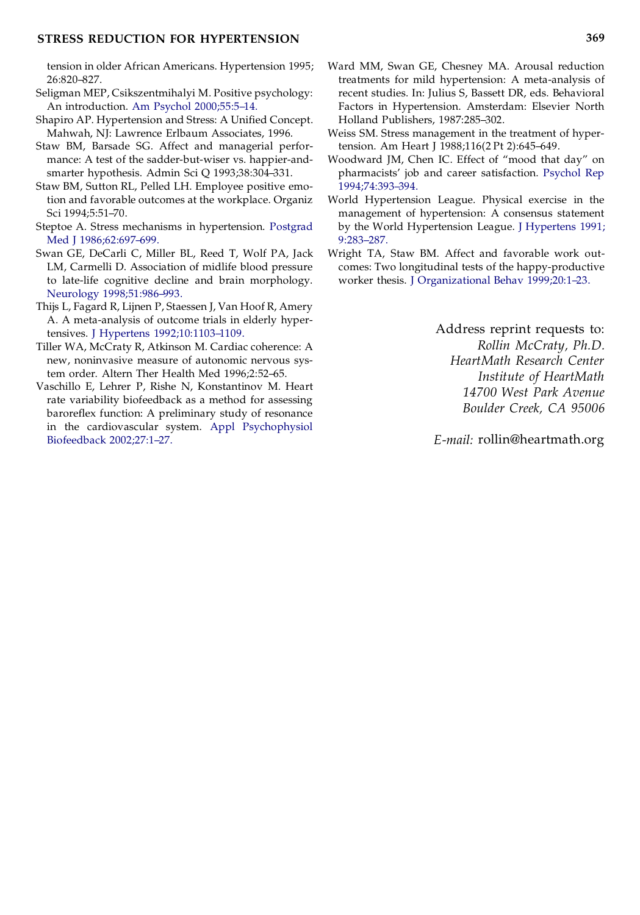tension in older African Americans. Hypertension 1995; 26:820–827.

Seligman MEP, Csikszentmihalyi M. Positive psychology: An introduction. Am Psychol 2000;55:5–14.

Shapiro AP. Hypertension and Stress: A Unified Concept. Mahwah, NJ: Lawrence Erlbaum Associates, 1996.

Staw BM, Barsade SG. Affect and managerial performance: A test of the sadder-but-wiser vs. happier-and-smarter hypothesis. Admin Sci Q 1993;38:304–331.

Staw BM, Sutton RL, Pelled LH. Employee positive emotion and favorable outcomes at the workplace. Organiz Sci 1994;5:51–70.

Steptoe A. Stress mechanisms in hypertension. Postgrad Med J 1986;62:697–699.

Swan GE, DeCarli C, Miller BL, Reed T, Wolf PA, Jack LM, Carmelli D. Association of midlife blood pressure to late-life cognitive decline and brain morphology. Neurology 1998;51:986–993.

Thijs L, Fagard R, Lijnen P, Staessen J, Van Hoof R, Amery A. A meta-analysis of outcome trials in elderly hypertensives. J Hypertens 1992;10:1103–1109.

Tiller WA, McCraty R, Atkinson M. Cardiac coherence: A new, noninvasive measure of autonomic nervous system order. Altern Ther Health Med 1996;2:52–65.

Vaschillo E, Lehrer P, Rishe N, Konstantinov M. Heart rate variability biofeedback as a method for assessing baroreflex function: A preliminary study of resonance in the cardiovascular system. Appl Psychophysiol Biofeedback 2002;27:1–27.

Ward MM, Swan GE, Chesney MA. Arousal reduction treatments for mild hypertension: A meta-analysis of recent studies. In: Julius S, Bassett DR, eds. Behavioral Factors in Hypertension. Amsterdam: Elsevier North Holland Publishers, 1987:285–302.

Weiss SM. Stress management in the treatment of hypertension. Am Heart J 1988;116(2 Pt 2):645–649.

Woodward JM, Chen IC. Effect of "mood that day" on pharmacists' job and career satisfaction. Psychol Rep 1994;74:393–394.

World Hypertension League. Physical exercise in the management of hypertension: A consensus statement by the World Hypertension League. J Hypertens 1991; 9:283–287.

Wright TA, Staw BM. Affect and favorable work outcomes: Two longitudinal tests of the happy-productive worker thesis. J Organizational Behav 1999;20:1–23.

Address reprint requests to:
*Rollin McCraty, Ph.D.*
*HeartMath Research Center*
*Institute of HeartMath*
*14700 West Park Avenue*
*Boulder Creek, CA 95006*

*E-mail:* rollin@heartmath.org